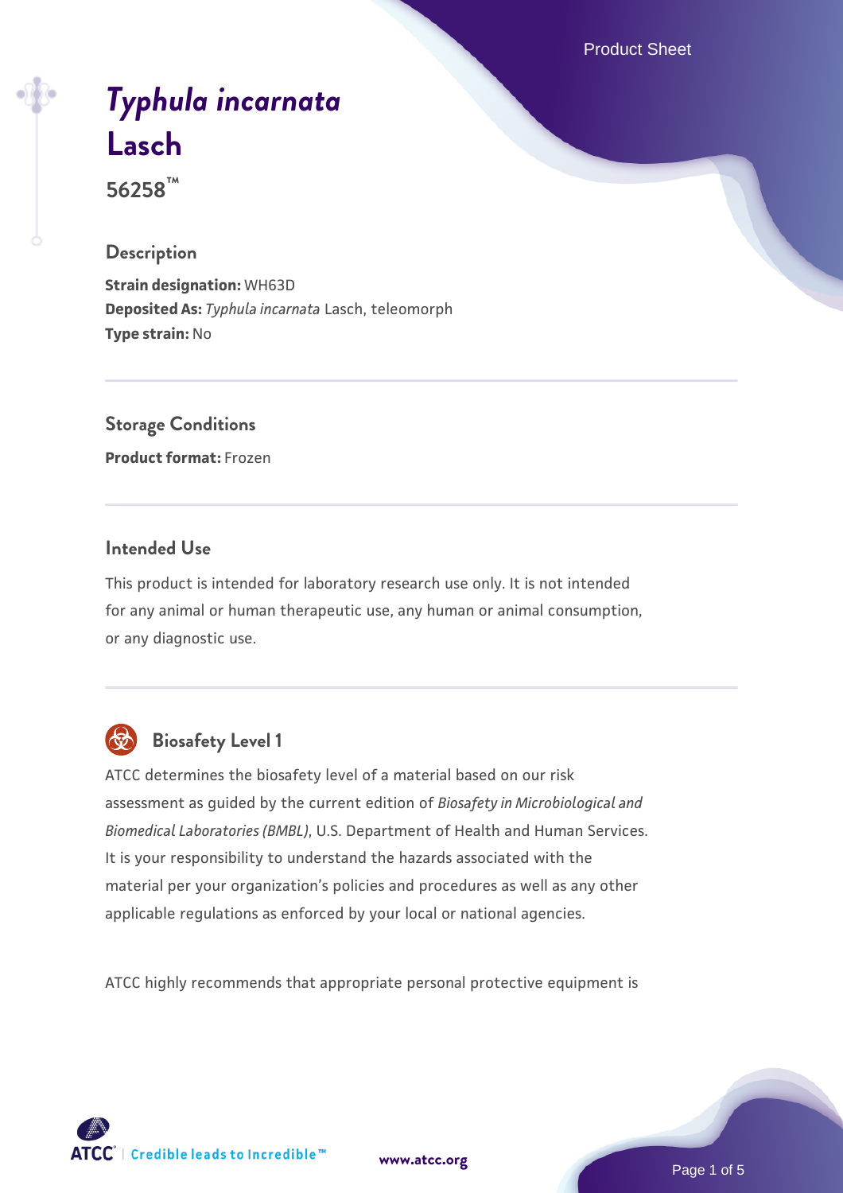# *Typhula incarnata* Lasch

**56258™**

## Description

**Strain designation:** WH63D
**Deposited As:** *Typhula incarnata* Lasch, teleomorph
**Type strain:** No

## Storage Conditions

**Product format:** Frozen

## Intended Use

This product is intended for laboratory research use only. It is not intended for any animal or human therapeutic use, any human or animal consumption, or any diagnostic use.

## Biosafety Level 1

ATCC determines the biosafety level of a material based on our risk assessment as guided by the current edition of *Biosafety in Microbiological and Biomedical Laboratories (BMBL)*, U.S. Department of Health and Human Services. It is your responsibility to understand the hazards associated with the material per your organization's policies and procedures as well as any other applicable regulations as enforced by your local or national agencies.

ATCC highly recommends that appropriate personal protective equipment is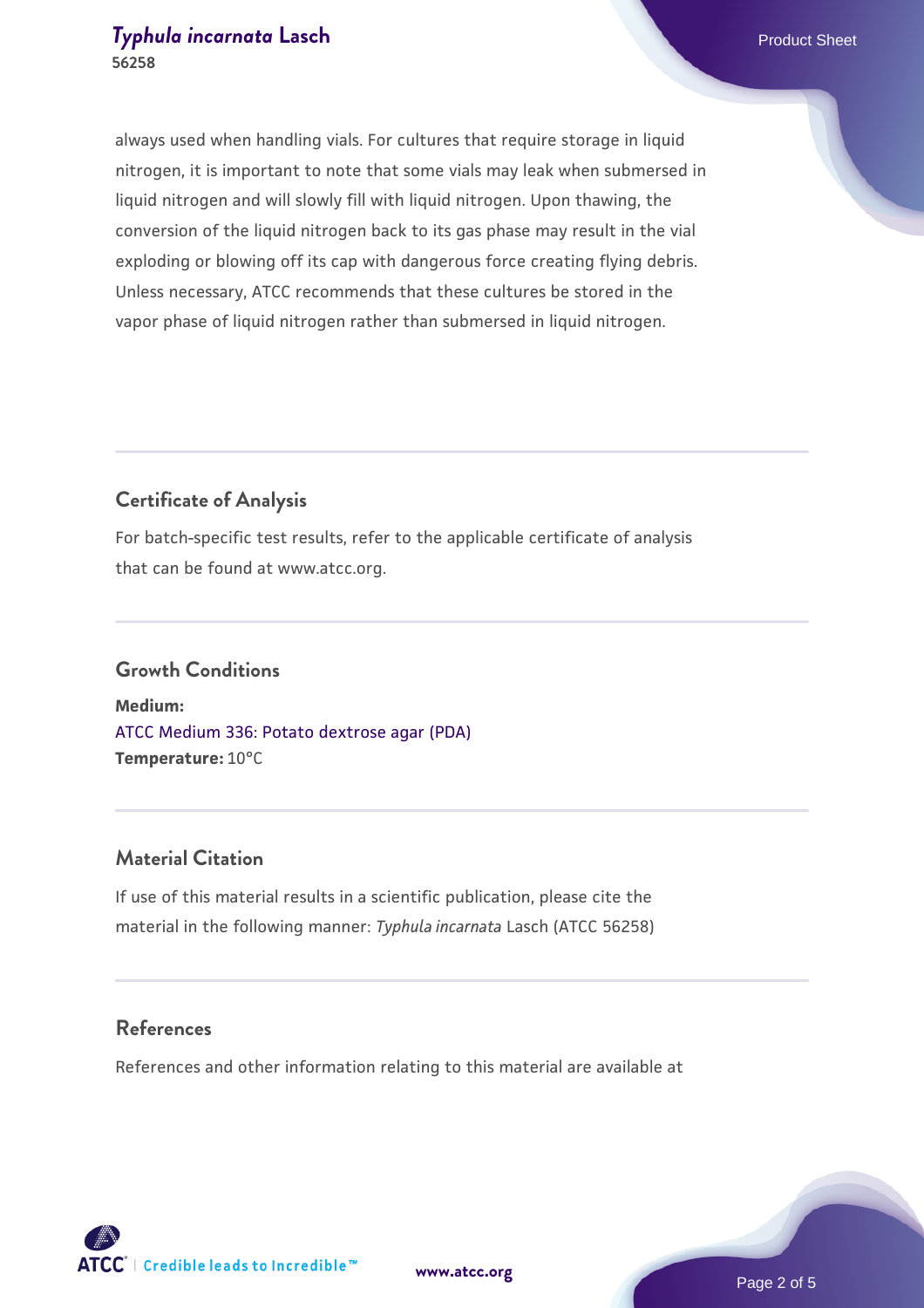always used when handling vials. For cultures that require storage in liquid nitrogen, it is important to note that some vials may leak when submersed in liquid nitrogen and will slowly fill with liquid nitrogen. Upon thawing, the conversion of the liquid nitrogen back to its gas phase may result in the vial exploding or blowing off its cap with dangerous force creating flying debris. Unless necessary, ATCC recommends that these cultures be stored in the vapor phase of liquid nitrogen rather than submersed in liquid nitrogen.

## Certificate of Analysis

For batch-specific test results, refer to the applicable certificate of analysis that can be found at www.atcc.org.

## Growth Conditions

**Medium:**
ATCC Medium 336: Potato dextrose agar (PDA)
**Temperature:** 10°C

## Material Citation

If use of this material results in a scientific publication, please cite the material in the following manner: *Typhula incarnata* Lasch (ATCC 56258)

## References

References and other information relating to this material are available at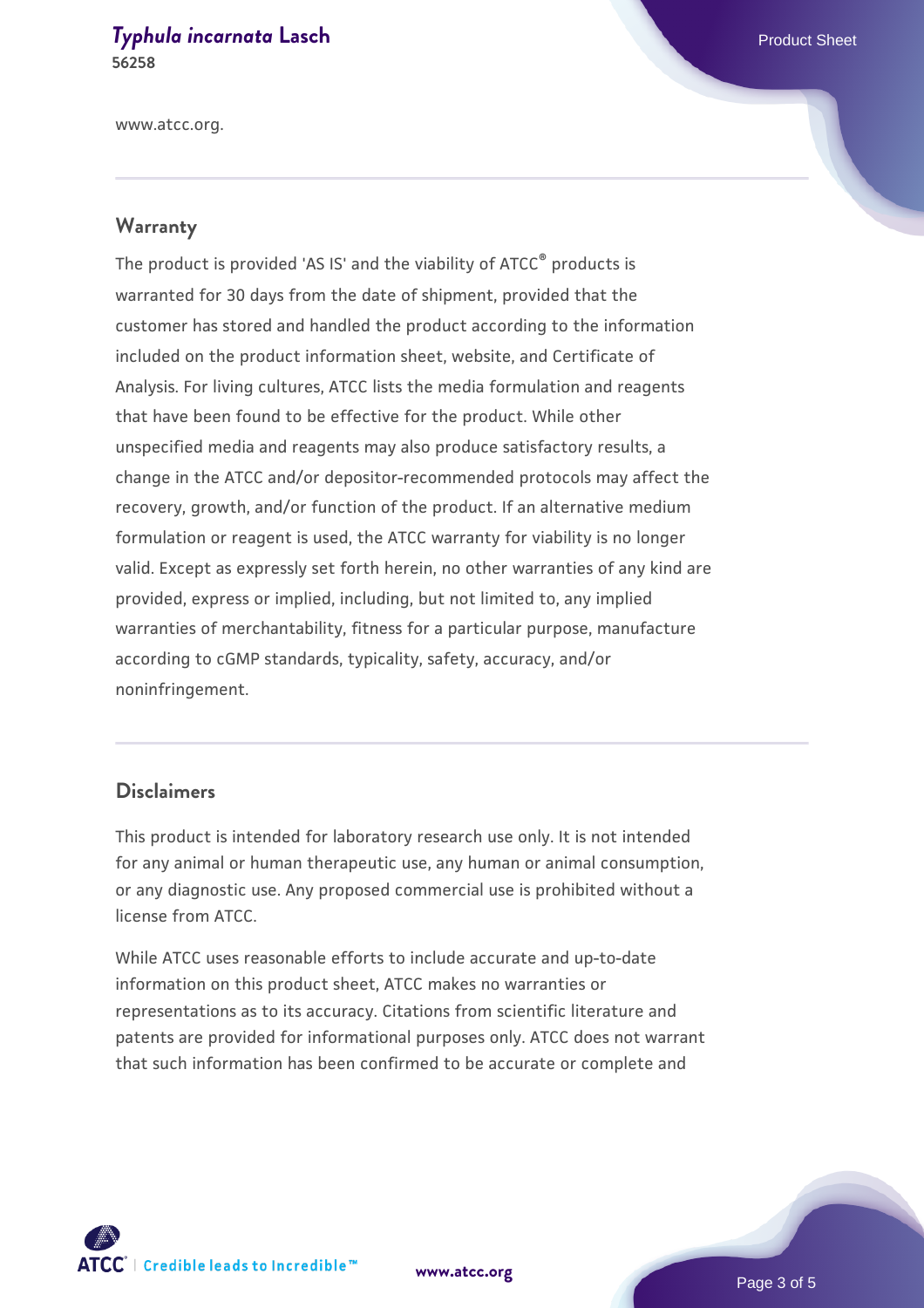www.atcc.org.

## Warranty

The product is provided 'AS IS' and the viability of ATCC® products is warranted for 30 days from the date of shipment, provided that the customer has stored and handled the product according to the information included on the product information sheet, website, and Certificate of Analysis. For living cultures, ATCC lists the media formulation and reagents that have been found to be effective for the product. While other unspecified media and reagents may also produce satisfactory results, a change in the ATCC and/or depositor-recommended protocols may affect the recovery, growth, and/or function of the product. If an alternative medium formulation or reagent is used, the ATCC warranty for viability is no longer valid. Except as expressly set forth herein, no other warranties of any kind are provided, express or implied, including, but not limited to, any implied warranties of merchantability, fitness for a particular purpose, manufacture according to cGMP standards, typicality, safety, accuracy, and/or noninfringement.

## Disclaimers

This product is intended for laboratory research use only. It is not intended for any animal or human therapeutic use, any human or animal consumption, or any diagnostic use. Any proposed commercial use is prohibited without a license from ATCC.

While ATCC uses reasonable efforts to include accurate and up-to-date information on this product sheet, ATCC makes no warranties or representations as to its accuracy. Citations from scientific literature and patents are provided for informational purposes only. ATCC does not warrant that such information has been confirmed to be accurate or complete and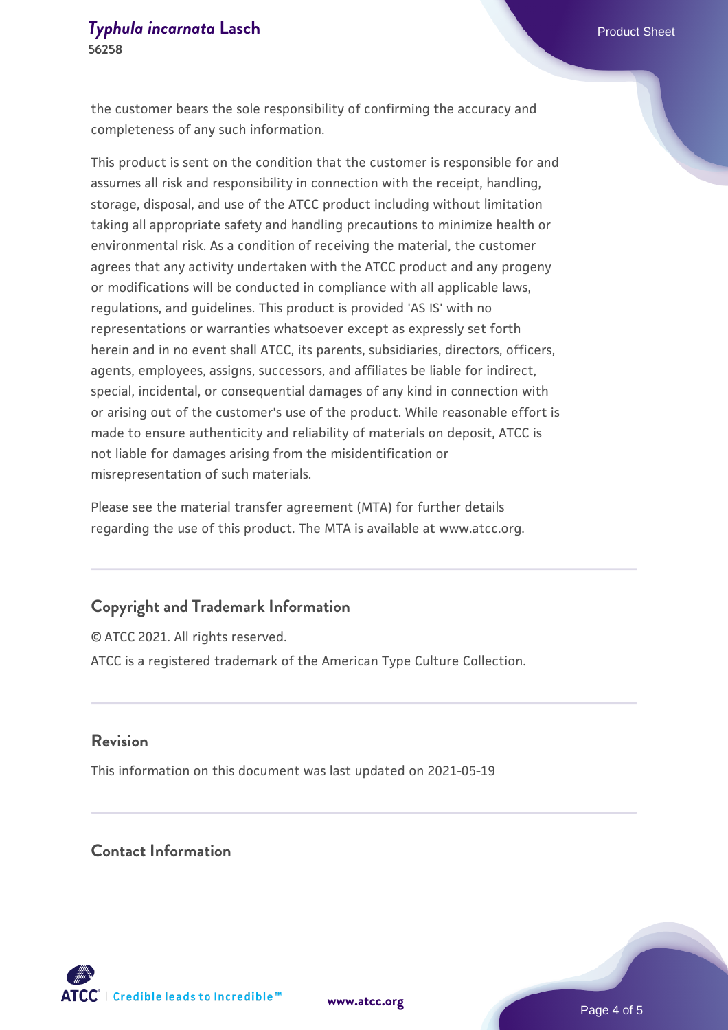the customer bears the sole responsibility of confirming the accuracy and completeness of any such information.

This product is sent on the condition that the customer is responsible for and assumes all risk and responsibility in connection with the receipt, handling, storage, disposal, and use of the ATCC product including without limitation taking all appropriate safety and handling precautions to minimize health or environmental risk. As a condition of receiving the material, the customer agrees that any activity undertaken with the ATCC product and any progeny or modifications will be conducted in compliance with all applicable laws, regulations, and guidelines. This product is provided 'AS IS' with no representations or warranties whatsoever except as expressly set forth herein and in no event shall ATCC, its parents, subsidiaries, directors, officers, agents, employees, assigns, successors, and affiliates be liable for indirect, special, incidental, or consequential damages of any kind in connection with or arising out of the customer's use of the product. While reasonable effort is made to ensure authenticity and reliability of materials on deposit, ATCC is not liable for damages arising from the misidentification or misrepresentation of such materials.

Please see the material transfer agreement (MTA) for further details regarding the use of this product. The MTA is available at www.atcc.org.

## Copyright and Trademark Information

© ATCC 2021. All rights reserved.

ATCC is a registered trademark of the American Type Culture Collection.

## Revision

This information on this document was last updated on 2021-05-19

## Contact Information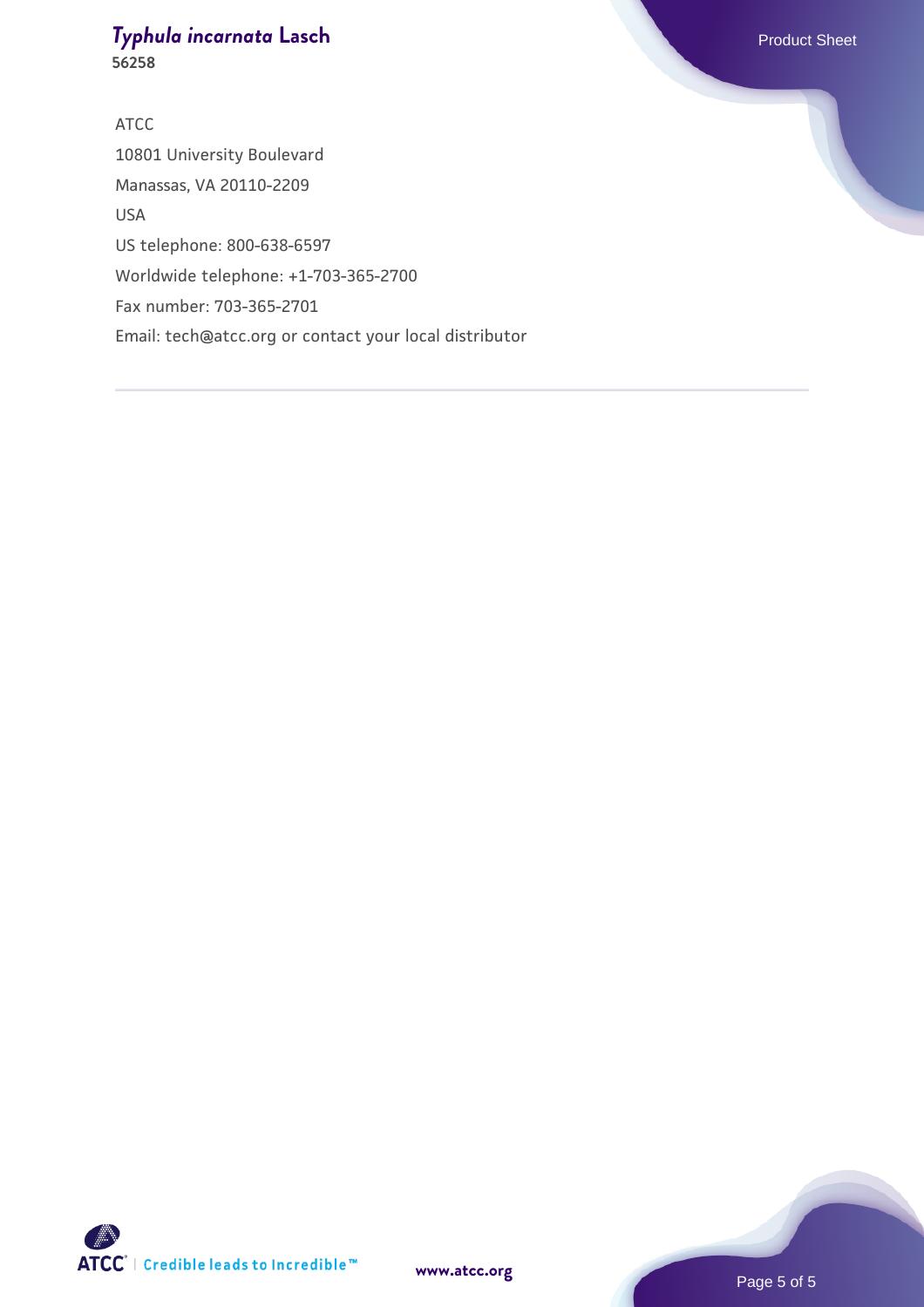ATCC

10801 University Boulevard

Manassas, VA 20110-2209

USA

US telephone: 800-638-6597

Worldwide telephone: +1-703-365-2700

Fax number: 703-365-2701

Email: tech@atcc.org or contact your local distributor